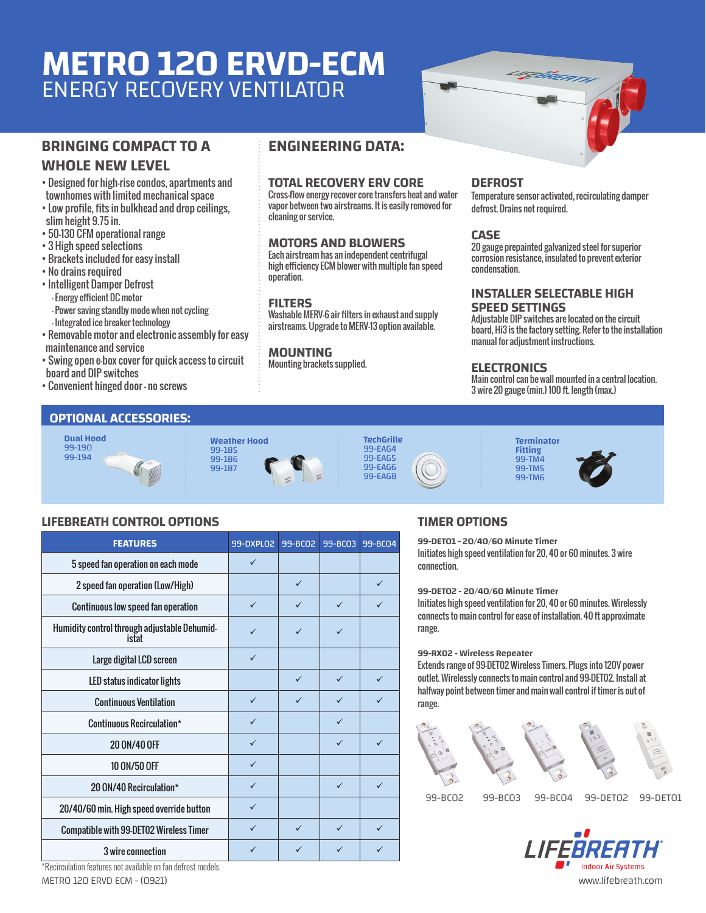# METRO 120 ERVD-ECM

ENERGY RECOVERY VENTILATOR

## BRINGING COMPACT TO A WHOLE NEW LEVEL

- Designed for high-rise condos, apartments and townhomes with limited mechanical space
- Low profile, fits in bulkhead and drop ceilings, slim height 9.75 in.
- 50-130 CFM operational range
- 3 High speed selections
- Brackets included for easy install
- No drains required
- Intelligent Damper Defrost
  - Energy efficient DC motor
  - Power saving standby mode when not cycling
  - Integrated ice breaker technology
- Removable motor and electronic assembly for easy maintenance and service
- Swing open e-box cover for quick access to circuit board and DIP switches
- Convenient hinged door - no screws

## ENGINEERING DATA:

### TOTAL RECOVERY ERV CORE

Cross-flow energy recover core transfers heat and water vapor between two airstreams. It is easily removed for cleaning or service.

### MOTORS AND BLOWERS

Each airstream has an independent centrifugal high efficiency ECM blower with multiple fan speed operation.

### FILTERS

Washable MERV-6 air filters in exhaust and supply airstreams. Upgrade to MERV-13 option available.

### MOUNTING

Mounting brackets supplied.

### DEFROST

Temperature sensor activated, recirculating damper defrost. Drains not required.

### CASE

20 gauge prepainted galvanized steel for superior corrosion resistance, insulated to prevent exterior condensation.

### INSTALLER SELECTABLE HIGH SPEED SETTINGS

Adjustable DIP switches are located on the circuit board, Hi3 is the factory setting. Refer to the installation manual for adjustment instructions.

### ELECTRONICS

Main control can be wall mounted in a central location. 3 wire 20 gauge (min.) 100 ft. length (max.)

## OPTIONAL ACCESSORIES:

**Dual Hood**
99-190
99-194

**Weather Hood**
99-185
99-186
99-187

**TechGrille**
99-EAG4
99-EAG5
99-EAG6
99-EAG8

**Terminator Fitting**
99-TM4
99-TM5
99-TM6

## LIFEBREATH CONTROL OPTIONS

| FEATURES | 99-DXPLO2 | 99-BCO2 | 99-BCO3 | 99-BCO4 |
|---|---|---|---|---|
| 5 speed fan operation on each mode | ✓ | | | |
| 2 speed fan operation (Low/High) | | ✓ | | ✓ |
| Continuous low speed fan operation | ✓ | ✓ | ✓ | ✓ |
| Humidity control through adjustable Dehumidistat | ✓ | ✓ | ✓ | |
| Large digital LCD screen | ✓ | | | |
| LED status indicator lights | | ✓ | ✓ | ✓ |
| Continuous Ventilation | ✓ | ✓ | ✓ | ✓ |
| Continuous Recirculation* | ✓ | | ✓ | |
| 20 ON/40 OFF | ✓ | | ✓ | ✓ |
| 10 ON/50 OFF | ✓ | | | |
| 20 ON/40 Recirculation* | ✓ | | ✓ | ✓ |
| 20/40/60 min. High speed override button | ✓ | | | |
| Compatible with 99-DETO2 Wireless Timer | ✓ | ✓ | ✓ | ✓ |
| 3 wire connection | ✓ | ✓ | ✓ | ✓ |

*Recirculation features not available on fan defrost models.

## TIMER OPTIONS

**99-DETO1 - 20/40/60 Minute Timer**
Initiates high speed ventilation for 20, 40 or 60 minutes. 3 wire connection.

**99-DETO2 - 20/40/60 Minute Timer**
Initiates high speed ventilation for 20, 40 or 60 minutes. Wirelessly connects to main control for ease of installation. 40 ft approximate range.

**99-RXO2 - Wireless Repeater**
Extends range of 99-DETO2 Wireless Timers. Plugs into 120V power outlet. Wirelessly connects to main control and 99-DETO2. Install at halfway point between timer and main wall control if timer is out of range.

99-BCO2 99-BCO3 99-BCO4 99-DETO2 99-DETO1

LIFEBREATH Indoor Air Systems

METRO 120 ERVD ECM - (0921)

www.lifebreath.com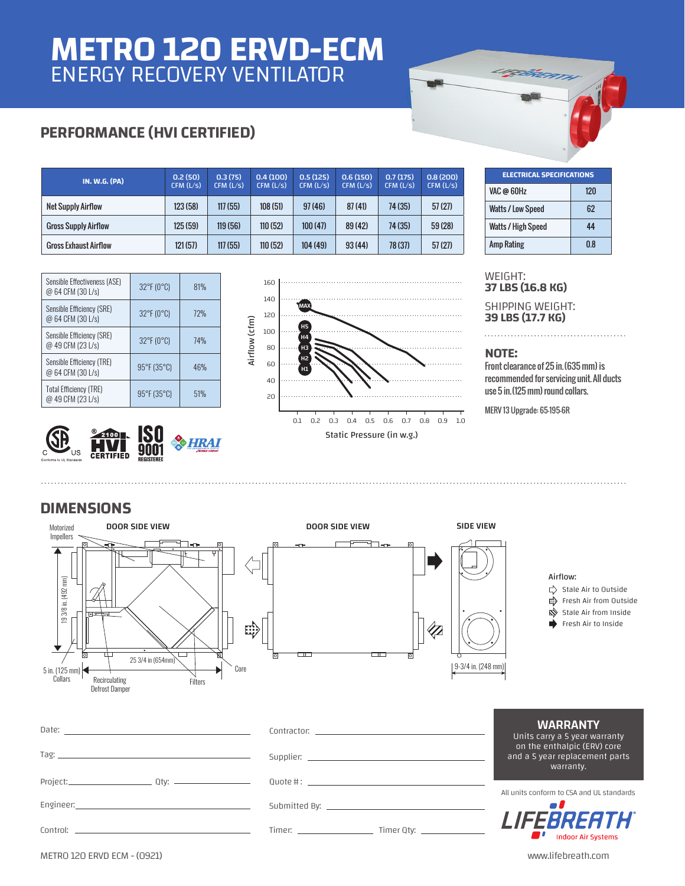# METRO 120 ERVD-ECM
## ENERGY RECOVERY VENTILATOR

## PERFORMANCE (HVI CERTIFIED)

| IN. W.G. (PA) | 0.2 (50) CFM (L/s) | 0.3 (75) CFM (L/s) | 0.4 (100) CFM (L/s) | 0.5 (125) CFM (L/s) | 0.6 (150) CFM (L/s) | 0.7 (175) CFM (L/s) | 0.8 (200) CFM (L/s) |
|---|---|---|---|---|---|---|---|
| Net Supply Airflow | 123 (58) | 117 (55) | 108 (51) | 97 (46) | 87 (41) | 74 (35) | 57 (27) |
| Gross Supply Airflow | 125 (59) | 119 (56) | 110 (52) | 100 (47) | 89 (42) | 74 (35) | 59 (28) |
| Gross Exhaust Airflow | 121 (57) | 117 (55) | 110 (52) | 104 (49) | 93 (44) | 78 (37) | 57 (27) |

| ELECTRICAL SPECIFICATIONS | |
|---|---|
| VAC @ 60Hz | 120 |
| Watts / Low Speed | 62 |
| Watts / High Speed | 44 |
| Amp Rating | 0.8 |

| | | |
|---|---|---|
| Sensible Effectiveness (ASE) @ 64 CFM (30 L/s) | 32°F (0°C) | 81% |
| Sensible Efficiency (SRE) @ 64 CFM (30 L/s) | 32°F (0°C) | 72% |
| Sensible Efficiency (SRE) @ 49 CFM (23 L/s) | 32°F (0°C) | 74% |
| Sensible Efficiency (TRE) @ 64 CFM (30 L/s) | 95°F (35°C) | 46% |
| Total Efficiency (TRE) @ 49 CFM (23 L/s) | 95°F (35°C) | 51% |

Airflow (cfm)
160
140
120
100
80
60
40
20
MAX
H5
H4
H3
H2
H1
0.1 0.2 0.3 0.4 0.5 0.6 0.7 0.8 0.9 1.0
Static Pressure (in w.g.)

WEIGHT:
**37 LBS (16.8 KG)**

SHIPPING WEIGHT:
**39 LBS (17.7 KG)**

**NOTE:**
Front clearance of 25 in. (635 mm) is recommended for servicing unit. All ducts use 5 in. (125 mm) round collars.

MERV 13 Upgrade: 65-195-6R

## DIMENSIONS

DOOR SIDE VIEW

Motorized Impellers
19 3/8 in. (492 mm)
25 3/4 in (654mm)
5 in. (125 mm) Collars
Recirculating Defrost Damper
Filters
Core

DOOR SIDE VIEW

SIDE VIEW

9-3/4 in. (248 mm)

Airflow:
- Stale Air to Outside
- Fresh Air from Outside
- Stale Air from Inside
- Fresh Air to Inside

Date:
Tag:
Project: Qty:
Engineer:
Control:

Contractor:
Supplier:
Quote #:
Submitted By:
Timer: Timer Qty:

**WARRANTY**
Units carry a 5 year warranty on the enthalpic (ERV) core and a 5 year replacement parts warranty.

All units conform to CSA and UL standards

LIFEBREATH Indoor Air Systems

METRO 120 ERVD ECM - (0921)

www.lifebreath.com